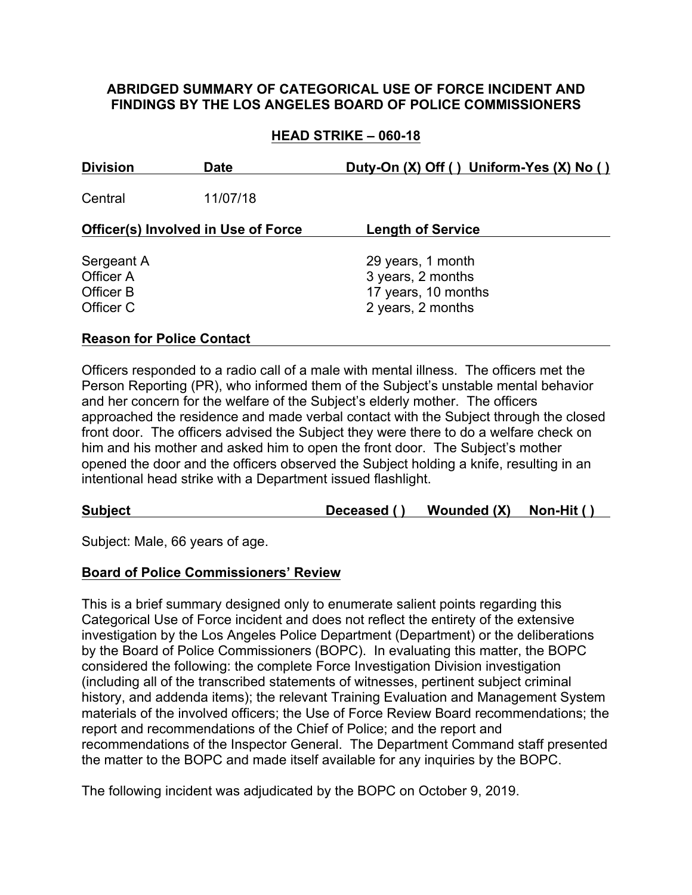# ABRIDGED SUMMARY OF CATEGORICAL USE OF FORCE INCIDENT AND FINDINGS BY THE LOS ANGELES BOARD OF POLICE COMMISSIONERS

## HEAD STRIKE – 060-18

| Division | Date | Duty-On (X) Off ( ) Uniform-Yes (X) No ( ) |
|---|---|---|
| Central | 11/07/18 | |

| Officer(s) Involved in Use of Force | Length of Service |
|---|---|
| Sergeant A | 29 years, 1 month |
| Officer A | 3 years, 2 months |
| Officer B | 17 years, 10 months |
| Officer C | 2 years, 2 months |

**Reason for Police Contact**

Officers responded to a radio call of a male with mental illness. The officers met the Person Reporting (PR), who informed them of the Subject's unstable mental behavior and her concern for the welfare of the Subject's elderly mother. The officers approached the residence and made verbal contact with the Subject through the closed front door. The officers advised the Subject they were there to do a welfare check on him and his mother and asked him to open the front door. The Subject's mother opened the door and the officers observed the Subject holding a knife, resulting in an intentional head strike with a Department issued flashlight.

| Subject | Deceased ( ) | Wounded (X) | Non-Hit ( ) |
|---|---|---|---|

Subject: Male, 66 years of age.

**Board of Police Commissioners' Review**

This is a brief summary designed only to enumerate salient points regarding this Categorical Use of Force incident and does not reflect the entirety of the extensive investigation by the Los Angeles Police Department (Department) or the deliberations by the Board of Police Commissioners (BOPC). In evaluating this matter, the BOPC considered the following: the complete Force Investigation Division investigation (including all of the transcribed statements of witnesses, pertinent subject criminal history, and addenda items); the relevant Training Evaluation and Management System materials of the involved officers; the Use of Force Review Board recommendations; the report and recommendations of the Chief of Police; and the report and recommendations of the Inspector General. The Department Command staff presented the matter to the BOPC and made itself available for any inquiries by the BOPC.

The following incident was adjudicated by the BOPC on October 9, 2019.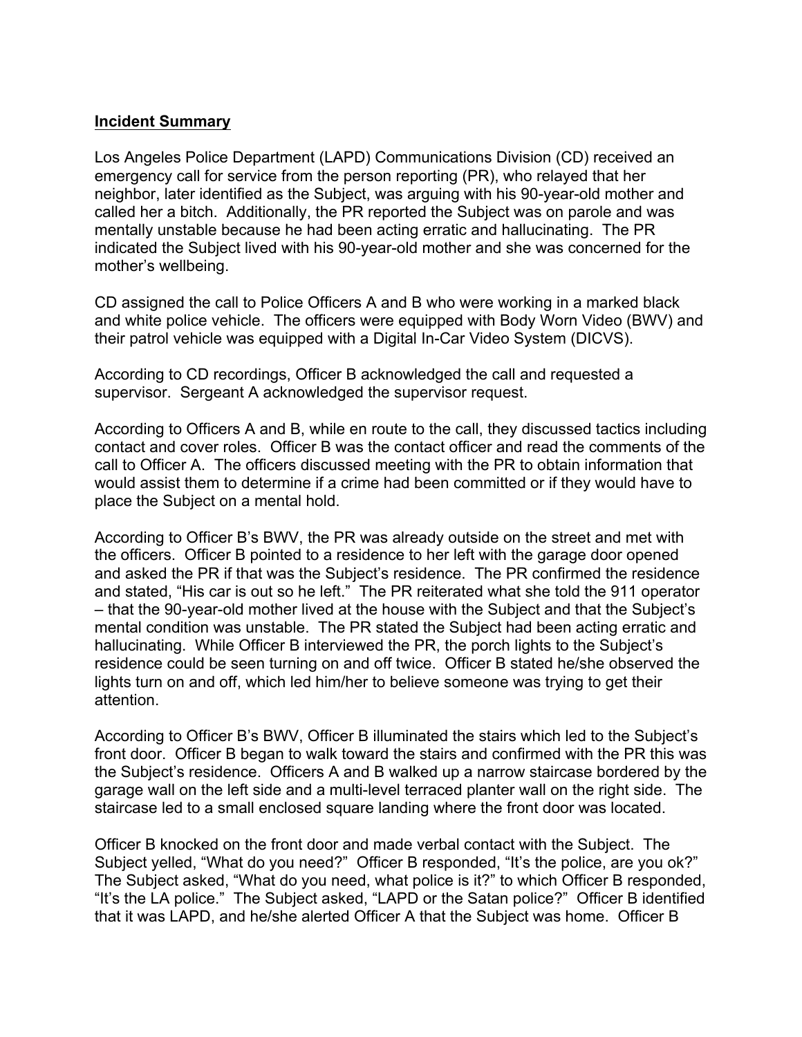**Incident Summary**

Los Angeles Police Department (LAPD) Communications Division (CD) received an emergency call for service from the person reporting (PR), who relayed that her neighbor, later identified as the Subject, was arguing with his 90-year-old mother and called her a bitch. Additionally, the PR reported the Subject was on parole and was mentally unstable because he had been acting erratic and hallucinating. The PR indicated the Subject lived with his 90-year-old mother and she was concerned for the mother's wellbeing.

CD assigned the call to Police Officers A and B who were working in a marked black and white police vehicle. The officers were equipped with Body Worn Video (BWV) and their patrol vehicle was equipped with a Digital In-Car Video System (DICVS).

According to CD recordings, Officer B acknowledged the call and requested a supervisor. Sergeant A acknowledged the supervisor request.

According to Officers A and B, while en route to the call, they discussed tactics including contact and cover roles. Officer B was the contact officer and read the comments of the call to Officer A. The officers discussed meeting with the PR to obtain information that would assist them to determine if a crime had been committed or if they would have to place the Subject on a mental hold.

According to Officer B's BWV, the PR was already outside on the street and met with the officers. Officer B pointed to a residence to her left with the garage door opened and asked the PR if that was the Subject's residence. The PR confirmed the residence and stated, "His car is out so he left." The PR reiterated what she told the 911 operator – that the 90-year-old mother lived at the house with the Subject and that the Subject's mental condition was unstable. The PR stated the Subject had been acting erratic and hallucinating. While Officer B interviewed the PR, the porch lights to the Subject's residence could be seen turning on and off twice. Officer B stated he/she observed the lights turn on and off, which led him/her to believe someone was trying to get their attention.

According to Officer B's BWV, Officer B illuminated the stairs which led to the Subject's front door. Officer B began to walk toward the stairs and confirmed with the PR this was the Subject's residence. Officers A and B walked up a narrow staircase bordered by the garage wall on the left side and a multi-level terraced planter wall on the right side. The staircase led to a small enclosed square landing where the front door was located.

Officer B knocked on the front door and made verbal contact with the Subject. The Subject yelled, "What do you need?" Officer B responded, "It's the police, are you ok?" The Subject asked, "What do you need, what police is it?" to which Officer B responded, "It's the LA police." The Subject asked, "LAPD or the Satan police?" Officer B identified that it was LAPD, and he/she alerted Officer A that the Subject was home. Officer B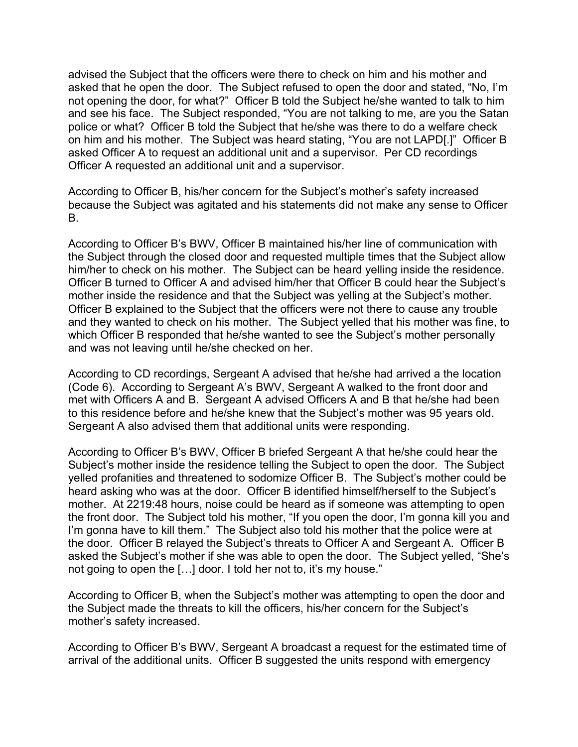advised the Subject that the officers were there to check on him and his mother and asked that he open the door. The Subject refused to open the door and stated, "No, I'm not opening the door, for what?" Officer B told the Subject he/she wanted to talk to him and see his face. The Subject responded, "You are not talking to me, are you the Satan police or what? Officer B told the Subject that he/she was there to do a welfare check on him and his mother. The Subject was heard stating, "You are not LAPD[.]" Officer B asked Officer A to request an additional unit and a supervisor. Per CD recordings Officer A requested an additional unit and a supervisor.

According to Officer B, his/her concern for the Subject's mother's safety increased because the Subject was agitated and his statements did not make any sense to Officer B.

According to Officer B's BWV, Officer B maintained his/her line of communication with the Subject through the closed door and requested multiple times that the Subject allow him/her to check on his mother. The Subject can be heard yelling inside the residence. Officer B turned to Officer A and advised him/her that Officer B could hear the Subject's mother inside the residence and that the Subject was yelling at the Subject's mother. Officer B explained to the Subject that the officers were not there to cause any trouble and they wanted to check on his mother. The Subject yelled that his mother was fine, to which Officer B responded that he/she wanted to see the Subject's mother personally and was not leaving until he/she checked on her.

According to CD recordings, Sergeant A advised that he/she had arrived a the location (Code 6). According to Sergeant A's BWV, Sergeant A walked to the front door and met with Officers A and B. Sergeant A advised Officers A and B that he/she had been to this residence before and he/she knew that the Subject's mother was 95 years old. Sergeant A also advised them that additional units were responding.

According to Officer B's BWV, Officer B briefed Sergeant A that he/she could hear the Subject's mother inside the residence telling the Subject to open the door. The Subject yelled profanities and threatened to sodomize Officer B. The Subject's mother could be heard asking who was at the door. Officer B identified himself/herself to the Subject's mother. At 2219:48 hours, noise could be heard as if someone was attempting to open the front door. The Subject told his mother, "If you open the door, I'm gonna kill you and I'm gonna have to kill them." The Subject also told his mother that the police were at the door. Officer B relayed the Subject's threats to Officer A and Sergeant A. Officer B asked the Subject's mother if she was able to open the door. The Subject yelled, "She's not going to open the […] door. I told her not to, it's my house."

According to Officer B, when the Subject's mother was attempting to open the door and the Subject made the threats to kill the officers, his/her concern for the Subject's mother's safety increased.

According to Officer B's BWV, Sergeant A broadcast a request for the estimated time of arrival of the additional units. Officer B suggested the units respond with emergency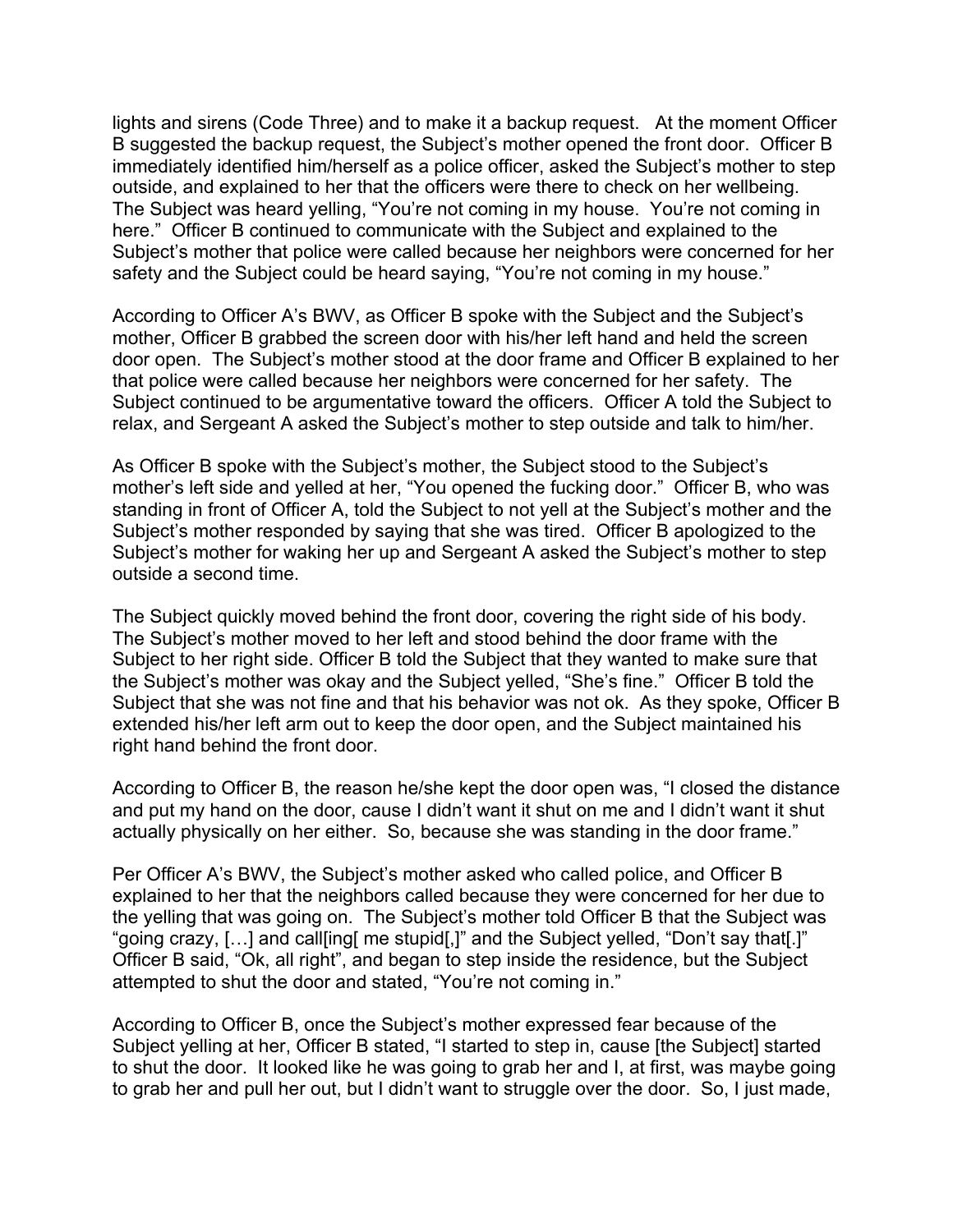lights and sirens (Code Three) and to make it a backup request. At the moment Officer B suggested the backup request, the Subject's mother opened the front door. Officer B immediately identified him/herself as a police officer, asked the Subject's mother to step outside, and explained to her that the officers were there to check on her wellbeing. The Subject was heard yelling, "You're not coming in my house. You're not coming in here." Officer B continued to communicate with the Subject and explained to the Subject's mother that police were called because her neighbors were concerned for her safety and the Subject could be heard saying, "You're not coming in my house."

According to Officer A's BWV, as Officer B spoke with the Subject and the Subject's mother, Officer B grabbed the screen door with his/her left hand and held the screen door open. The Subject's mother stood at the door frame and Officer B explained to her that police were called because her neighbors were concerned for her safety. The Subject continued to be argumentative toward the officers. Officer A told the Subject to relax, and Sergeant A asked the Subject's mother to step outside and talk to him/her.

As Officer B spoke with the Subject's mother, the Subject stood to the Subject's mother's left side and yelled at her, "You opened the fucking door." Officer B, who was standing in front of Officer A, told the Subject to not yell at the Subject's mother and the Subject's mother responded by saying that she was tired. Officer B apologized to the Subject's mother for waking her up and Sergeant A asked the Subject's mother to step outside a second time.

The Subject quickly moved behind the front door, covering the right side of his body. The Subject's mother moved to her left and stood behind the door frame with the Subject to her right side. Officer B told the Subject that they wanted to make sure that the Subject's mother was okay and the Subject yelled, "She's fine." Officer B told the Subject that she was not fine and that his behavior was not ok. As they spoke, Officer B extended his/her left arm out to keep the door open, and the Subject maintained his right hand behind the front door.

According to Officer B, the reason he/she kept the door open was, "I closed the distance and put my hand on the door, cause I didn't want it shut on me and I didn't want it shut actually physically on her either. So, because she was standing in the door frame."

Per Officer A's BWV, the Subject's mother asked who called police, and Officer B explained to her that the neighbors called because they were concerned for her due to the yelling that was going on. The Subject's mother told Officer B that the Subject was "going crazy, […] and call[ing[ me stupid[,]" and the Subject yelled, "Don't say that[.]" Officer B said, "Ok, all right", and began to step inside the residence, but the Subject attempted to shut the door and stated, "You're not coming in."

According to Officer B, once the Subject's mother expressed fear because of the Subject yelling at her, Officer B stated, "I started to step in, cause [the Subject] started to shut the door. It looked like he was going to grab her and I, at first, was maybe going to grab her and pull her out, but I didn't want to struggle over the door. So, I just made,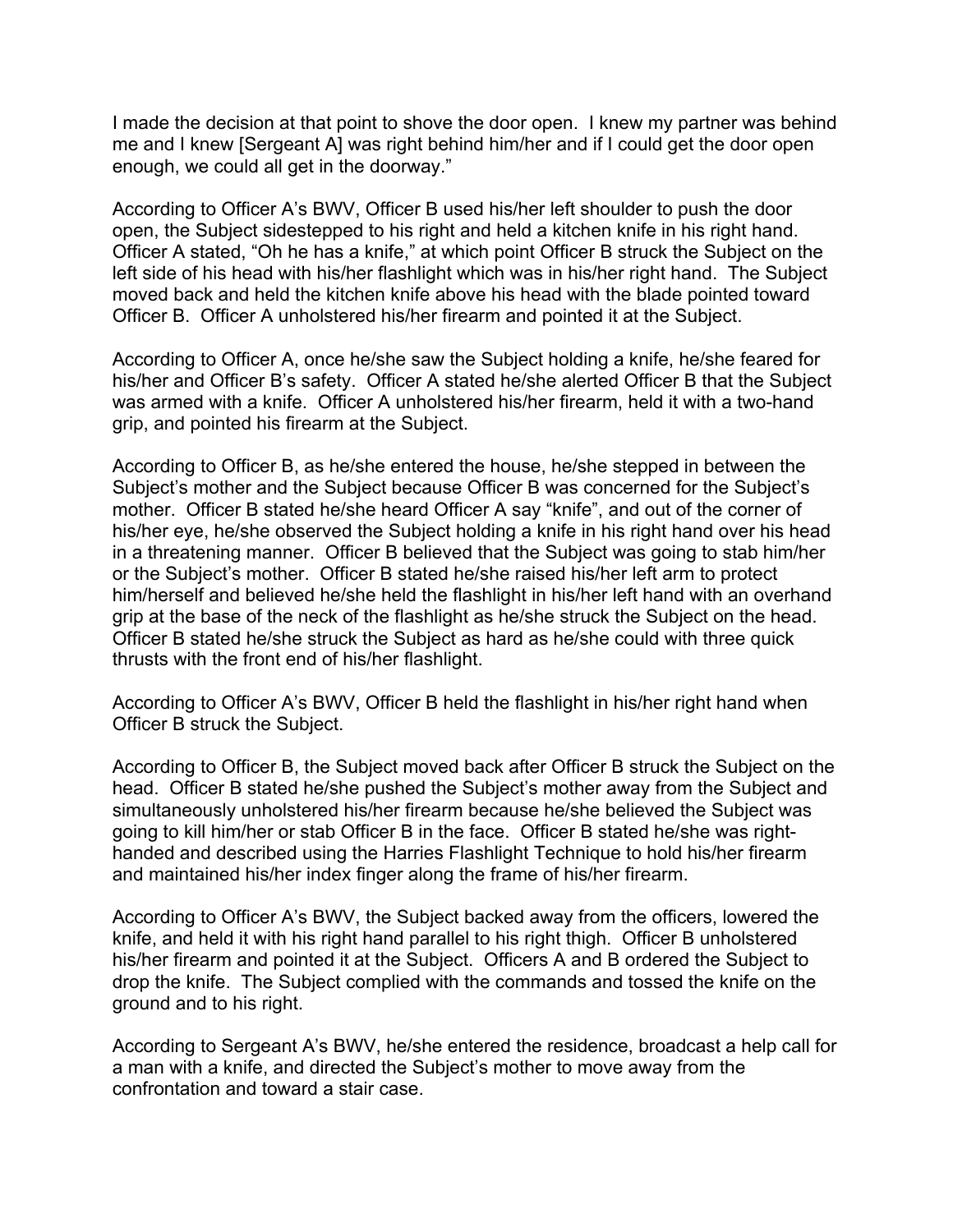I made the decision at that point to shove the door open. I knew my partner was behind me and I knew [Sergeant A] was right behind him/her and if I could get the door open enough, we could all get in the doorway."

According to Officer A's BWV, Officer B used his/her left shoulder to push the door open, the Subject sidestepped to his right and held a kitchen knife in his right hand. Officer A stated, "Oh he has a knife," at which point Officer B struck the Subject on the left side of his head with his/her flashlight which was in his/her right hand. The Subject moved back and held the kitchen knife above his head with the blade pointed toward Officer B. Officer A unholstered his/her firearm and pointed it at the Subject.

According to Officer A, once he/she saw the Subject holding a knife, he/she feared for his/her and Officer B's safety. Officer A stated he/she alerted Officer B that the Subject was armed with a knife. Officer A unholstered his/her firearm, held it with a two-hand grip, and pointed his firearm at the Subject.

According to Officer B, as he/she entered the house, he/she stepped in between the Subject's mother and the Subject because Officer B was concerned for the Subject's mother. Officer B stated he/she heard Officer A say "knife", and out of the corner of his/her eye, he/she observed the Subject holding a knife in his right hand over his head in a threatening manner. Officer B believed that the Subject was going to stab him/her or the Subject's mother. Officer B stated he/she raised his/her left arm to protect him/herself and believed he/she held the flashlight in his/her left hand with an overhand grip at the base of the neck of the flashlight as he/she struck the Subject on the head. Officer B stated he/she struck the Subject as hard as he/she could with three quick thrusts with the front end of his/her flashlight.

According to Officer A's BWV, Officer B held the flashlight in his/her right hand when Officer B struck the Subject.

According to Officer B, the Subject moved back after Officer B struck the Subject on the head. Officer B stated he/she pushed the Subject's mother away from the Subject and simultaneously unholstered his/her firearm because he/she believed the Subject was going to kill him/her or stab Officer B in the face. Officer B stated he/she was right-handed and described using the Harries Flashlight Technique to hold his/her firearm and maintained his/her index finger along the frame of his/her firearm.

According to Officer A's BWV, the Subject backed away from the officers, lowered the knife, and held it with his right hand parallel to his right thigh. Officer B unholstered his/her firearm and pointed it at the Subject. Officers A and B ordered the Subject to drop the knife. The Subject complied with the commands and tossed the knife on the ground and to his right.

According to Sergeant A's BWV, he/she entered the residence, broadcast a help call for a man with a knife, and directed the Subject's mother to move away from the confrontation and toward a stair case.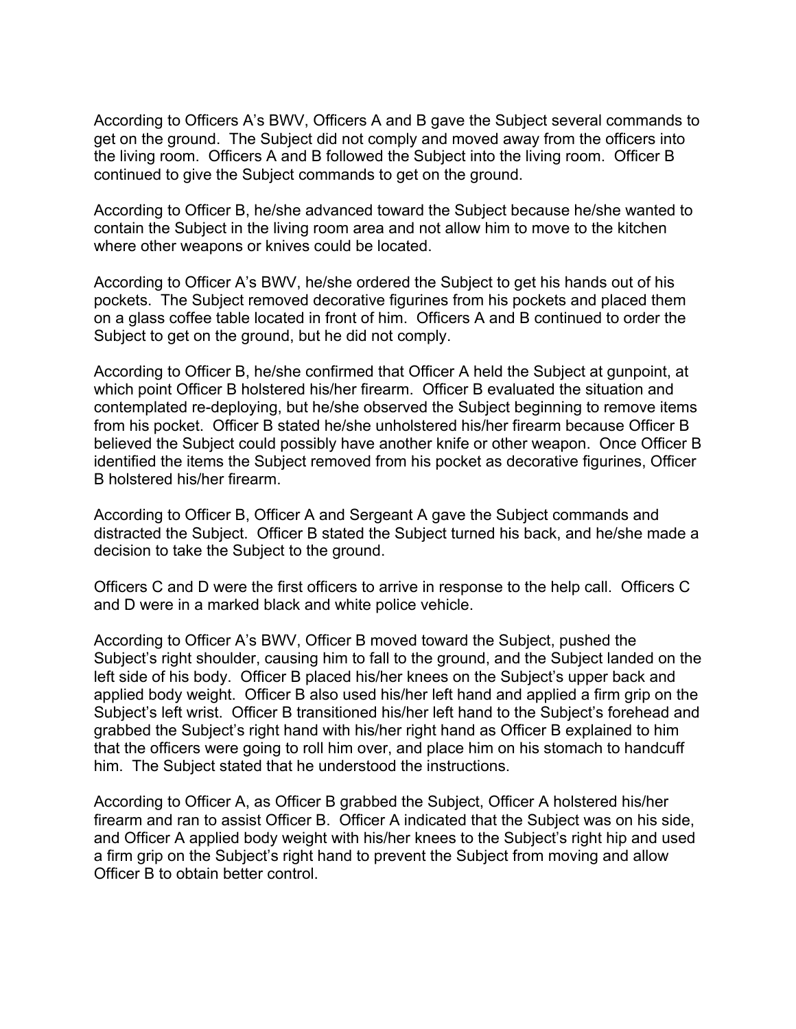According to Officers A's BWV, Officers A and B gave the Subject several commands to get on the ground. The Subject did not comply and moved away from the officers into the living room. Officers A and B followed the Subject into the living room. Officer B continued to give the Subject commands to get on the ground.

According to Officer B, he/she advanced toward the Subject because he/she wanted to contain the Subject in the living room area and not allow him to move to the kitchen where other weapons or knives could be located.

According to Officer A's BWV, he/she ordered the Subject to get his hands out of his pockets. The Subject removed decorative figurines from his pockets and placed them on a glass coffee table located in front of him. Officers A and B continued to order the Subject to get on the ground, but he did not comply.

According to Officer B, he/she confirmed that Officer A held the Subject at gunpoint, at which point Officer B holstered his/her firearm. Officer B evaluated the situation and contemplated re-deploying, but he/she observed the Subject beginning to remove items from his pocket. Officer B stated he/she unholstered his/her firearm because Officer B believed the Subject could possibly have another knife or other weapon. Once Officer B identified the items the Subject removed from his pocket as decorative figurines, Officer B holstered his/her firearm.

According to Officer B, Officer A and Sergeant A gave the Subject commands and distracted the Subject. Officer B stated the Subject turned his back, and he/she made a decision to take the Subject to the ground.

Officers C and D were the first officers to arrive in response to the help call. Officers C and D were in a marked black and white police vehicle.

According to Officer A's BWV, Officer B moved toward the Subject, pushed the Subject's right shoulder, causing him to fall to the ground, and the Subject landed on the left side of his body. Officer B placed his/her knees on the Subject's upper back and applied body weight. Officer B also used his/her left hand and applied a firm grip on the Subject's left wrist. Officer B transitioned his/her left hand to the Subject's forehead and grabbed the Subject's right hand with his/her right hand as Officer B explained to him that the officers were going to roll him over, and place him on his stomach to handcuff him. The Subject stated that he understood the instructions.

According to Officer A, as Officer B grabbed the Subject, Officer A holstered his/her firearm and ran to assist Officer B. Officer A indicated that the Subject was on his side, and Officer A applied body weight with his/her knees to the Subject's right hip and used a firm grip on the Subject's right hand to prevent the Subject from moving and allow Officer B to obtain better control.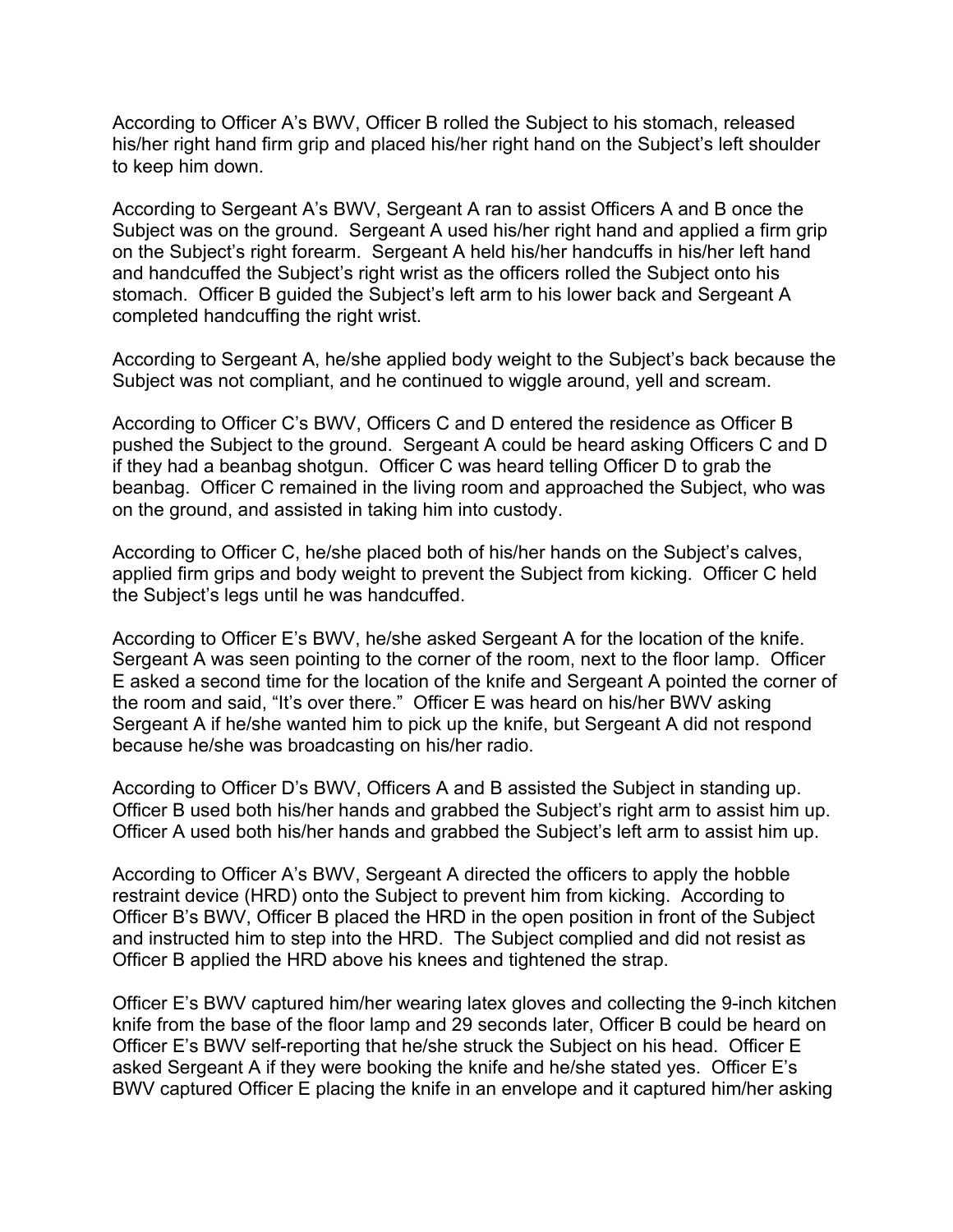According to Officer A's BWV, Officer B rolled the Subject to his stomach, released his/her right hand firm grip and placed his/her right hand on the Subject's left shoulder to keep him down.

According to Sergeant A's BWV, Sergeant A ran to assist Officers A and B once the Subject was on the ground. Sergeant A used his/her right hand and applied a firm grip on the Subject's right forearm. Sergeant A held his/her handcuffs in his/her left hand and handcuffed the Subject's right wrist as the officers rolled the Subject onto his stomach. Officer B guided the Subject's left arm to his lower back and Sergeant A completed handcuffing the right wrist.

According to Sergeant A, he/she applied body weight to the Subject's back because the Subject was not compliant, and he continued to wiggle around, yell and scream.

According to Officer C's BWV, Officers C and D entered the residence as Officer B pushed the Subject to the ground. Sergeant A could be heard asking Officers C and D if they had a beanbag shotgun. Officer C was heard telling Officer D to grab the beanbag. Officer C remained in the living room and approached the Subject, who was on the ground, and assisted in taking him into custody.

According to Officer C, he/she placed both of his/her hands on the Subject's calves, applied firm grips and body weight to prevent the Subject from kicking. Officer C held the Subject's legs until he was handcuffed.

According to Officer E's BWV, he/she asked Sergeant A for the location of the knife. Sergeant A was seen pointing to the corner of the room, next to the floor lamp. Officer E asked a second time for the location of the knife and Sergeant A pointed the corner of the room and said, "It's over there." Officer E was heard on his/her BWV asking Sergeant A if he/she wanted him to pick up the knife, but Sergeant A did not respond because he/she was broadcasting on his/her radio.

According to Officer D's BWV, Officers A and B assisted the Subject in standing up. Officer B used both his/her hands and grabbed the Subject's right arm to assist him up. Officer A used both his/her hands and grabbed the Subject's left arm to assist him up.

According to Officer A's BWV, Sergeant A directed the officers to apply the hobble restraint device (HRD) onto the Subject to prevent him from kicking. According to Officer B's BWV, Officer B placed the HRD in the open position in front of the Subject and instructed him to step into the HRD. The Subject complied and did not resist as Officer B applied the HRD above his knees and tightened the strap.

Officer E's BWV captured him/her wearing latex gloves and collecting the 9-inch kitchen knife from the base of the floor lamp and 29 seconds later, Officer B could be heard on Officer E's BWV self-reporting that he/she struck the Subject on his head. Officer E asked Sergeant A if they were booking the knife and he/she stated yes. Officer E's BWV captured Officer E placing the knife in an envelope and it captured him/her asking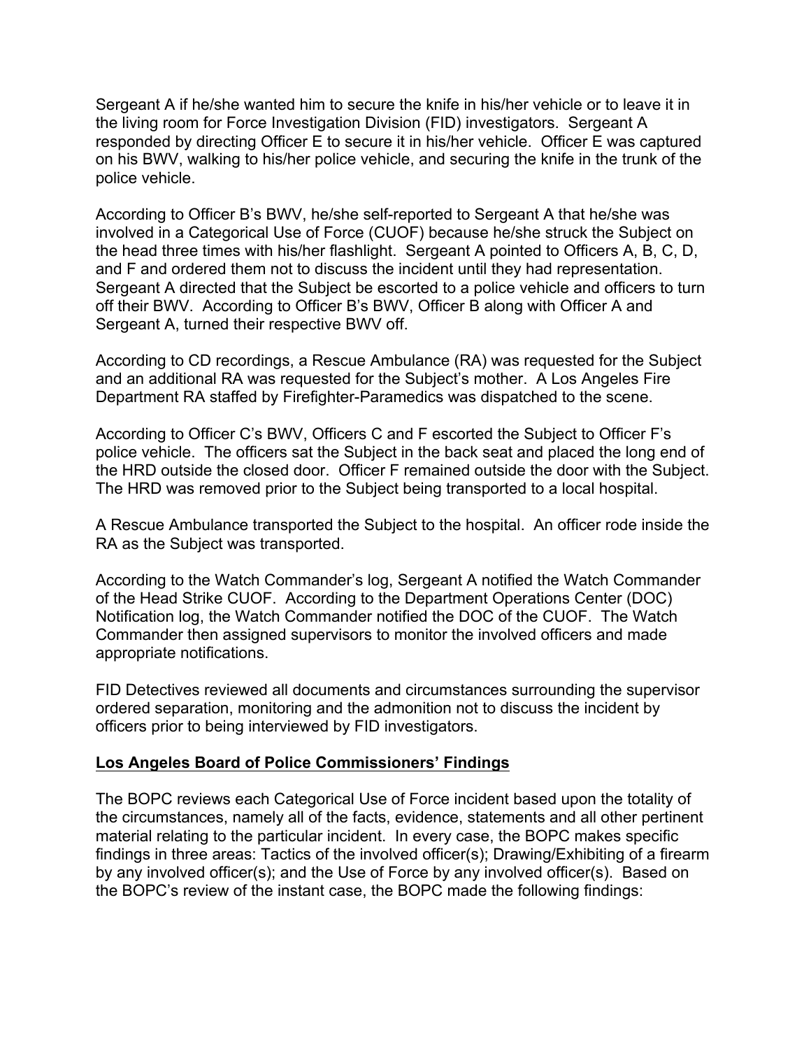Sergeant A if he/she wanted him to secure the knife in his/her vehicle or to leave it in the living room for Force Investigation Division (FID) investigators. Sergeant A responded by directing Officer E to secure it in his/her vehicle. Officer E was captured on his BWV, walking to his/her police vehicle, and securing the knife in the trunk of the police vehicle.

According to Officer B's BWV, he/she self-reported to Sergeant A that he/she was involved in a Categorical Use of Force (CUOF) because he/she struck the Subject on the head three times with his/her flashlight. Sergeant A pointed to Officers A, B, C, D, and F and ordered them not to discuss the incident until they had representation. Sergeant A directed that the Subject be escorted to a police vehicle and officers to turn off their BWV. According to Officer B's BWV, Officer B along with Officer A and Sergeant A, turned their respective BWV off.

According to CD recordings, a Rescue Ambulance (RA) was requested for the Subject and an additional RA was requested for the Subject's mother. A Los Angeles Fire Department RA staffed by Firefighter-Paramedics was dispatched to the scene.

According to Officer C's BWV, Officers C and F escorted the Subject to Officer F's police vehicle. The officers sat the Subject in the back seat and placed the long end of the HRD outside the closed door. Officer F remained outside the door with the Subject. The HRD was removed prior to the Subject being transported to a local hospital.

A Rescue Ambulance transported the Subject to the hospital. An officer rode inside the RA as the Subject was transported.

According to the Watch Commander's log, Sergeant A notified the Watch Commander of the Head Strike CUOF. According to the Department Operations Center (DOC) Notification log, the Watch Commander notified the DOC of the CUOF. The Watch Commander then assigned supervisors to monitor the involved officers and made appropriate notifications.

FID Detectives reviewed all documents and circumstances surrounding the supervisor ordered separation, monitoring and the admonition not to discuss the incident by officers prior to being interviewed by FID investigators.

**Los Angeles Board of Police Commissioners' Findings**

The BOPC reviews each Categorical Use of Force incident based upon the totality of the circumstances, namely all of the facts, evidence, statements and all other pertinent material relating to the particular incident. In every case, the BOPC makes specific findings in three areas: Tactics of the involved officer(s); Drawing/Exhibiting of a firearm by any involved officer(s); and the Use of Force by any involved officer(s). Based on the BOPC's review of the instant case, the BOPC made the following findings: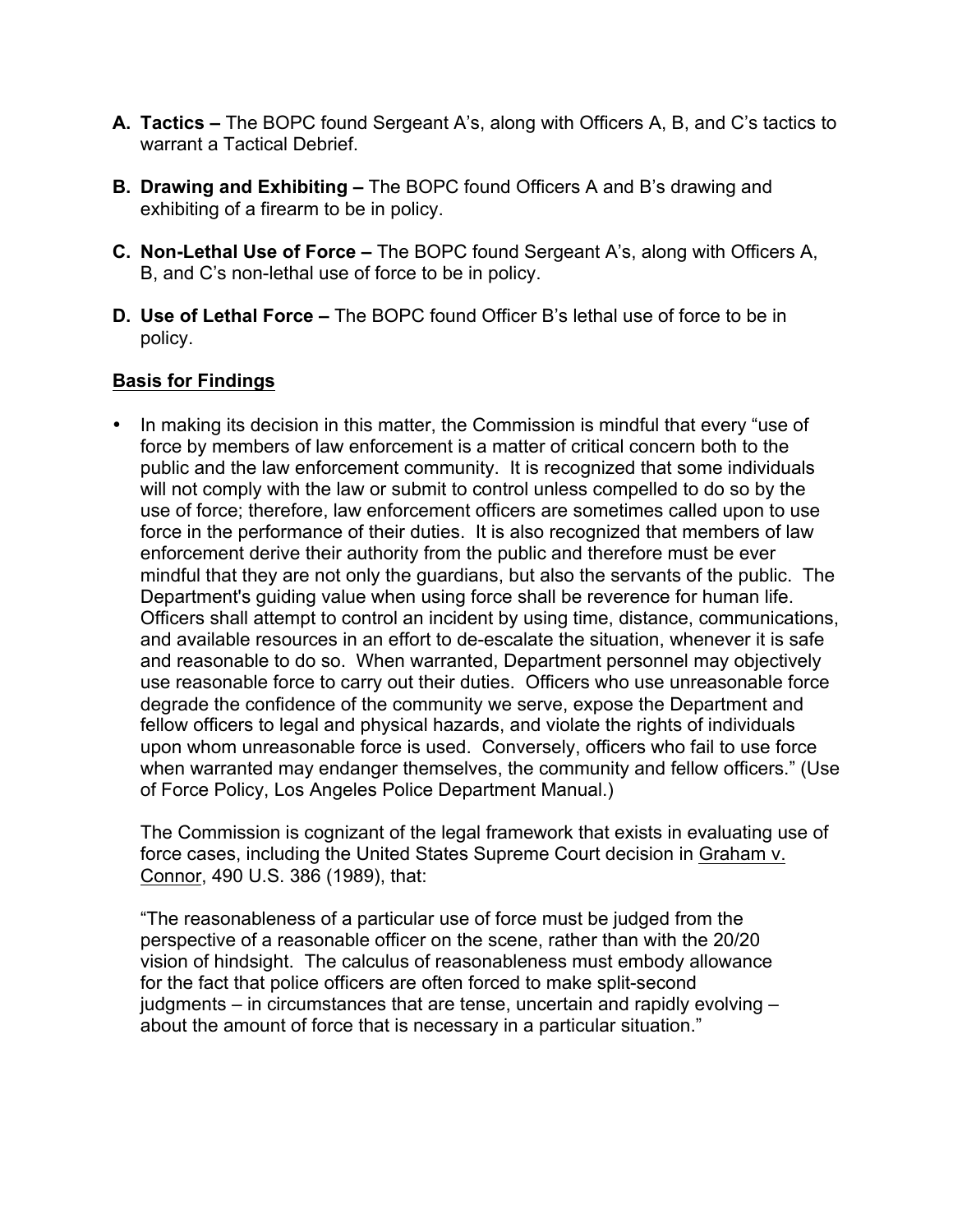- **A. Tactics –** The BOPC found Sergeant A's, along with Officers A, B, and C's tactics to warrant a Tactical Debrief.

- **B. Drawing and Exhibiting –** The BOPC found Officers A and B's drawing and exhibiting of a firearm to be in policy.

- **C. Non-Lethal Use of Force –** The BOPC found Sergeant A's, along with Officers A, B, and C's non-lethal use of force to be in policy.

- **D. Use of Lethal Force –** The BOPC found Officer B's lethal use of force to be in policy.

**Basis for Findings**

- In making its decision in this matter, the Commission is mindful that every "use of force by members of law enforcement is a matter of critical concern both to the public and the law enforcement community. It is recognized that some individuals will not comply with the law or submit to control unless compelled to do so by the use of force; therefore, law enforcement officers are sometimes called upon to use force in the performance of their duties. It is also recognized that members of law enforcement derive their authority from the public and therefore must be ever mindful that they are not only the guardians, but also the servants of the public. The Department's guiding value when using force shall be reverence for human life. Officers shall attempt to control an incident by using time, distance, communications, and available resources in an effort to de-escalate the situation, whenever it is safe and reasonable to do so. When warranted, Department personnel may objectively use reasonable force to carry out their duties. Officers who use unreasonable force degrade the confidence of the community we serve, expose the Department and fellow officers to legal and physical hazards, and violate the rights of individuals upon whom unreasonable force is used. Conversely, officers who fail to use force when warranted may endanger themselves, the community and fellow officers." (Use of Force Policy, Los Angeles Police Department Manual.)

  The Commission is cognizant of the legal framework that exists in evaluating use of force cases, including the United States Supreme Court decision in Graham v. Connor, 490 U.S. 386 (1989), that:

  "The reasonableness of a particular use of force must be judged from the perspective of a reasonable officer on the scene, rather than with the 20/20 vision of hindsight. The calculus of reasonableness must embody allowance for the fact that police officers are often forced to make split-second judgments – in circumstances that are tense, uncertain and rapidly evolving – about the amount of force that is necessary in a particular situation."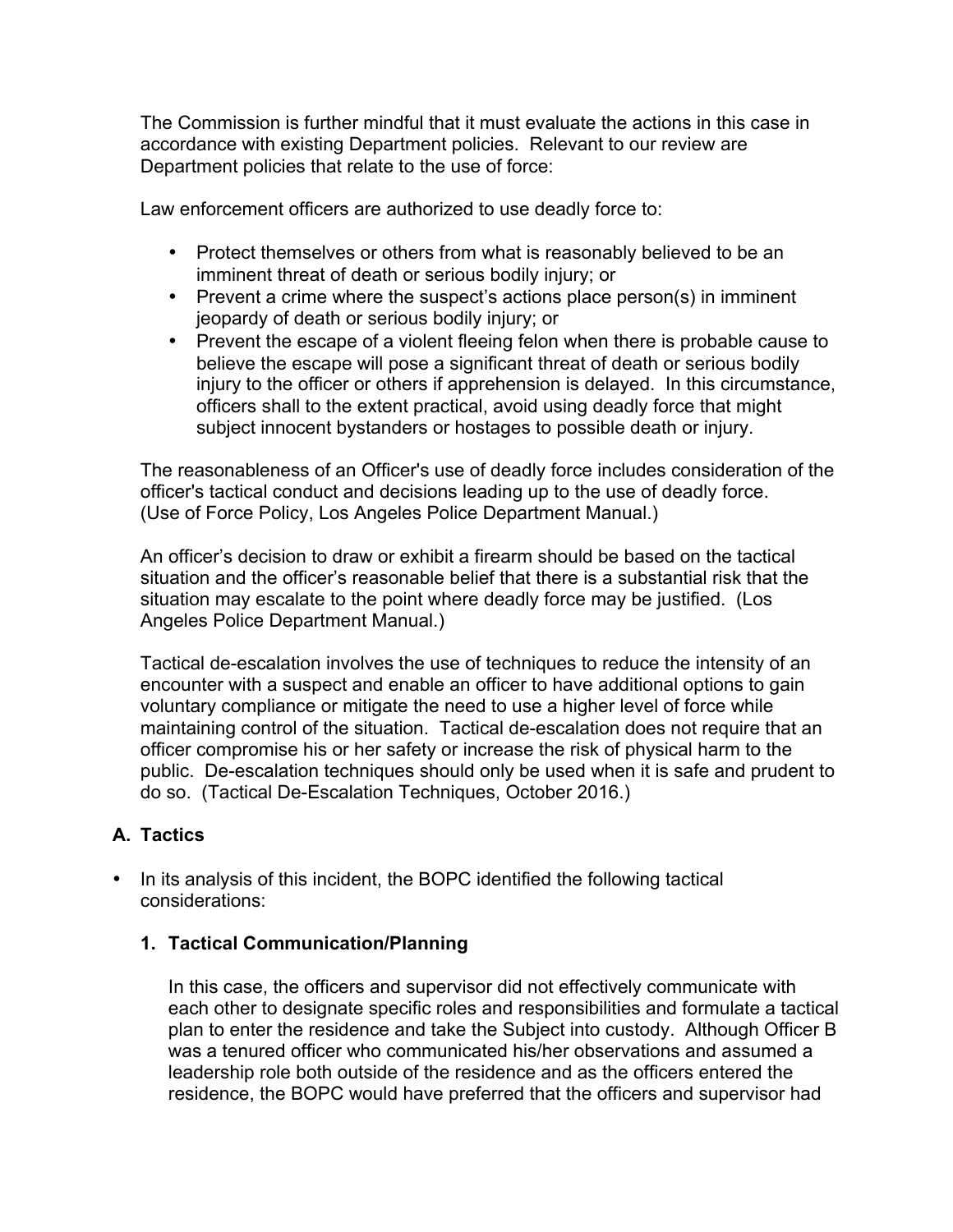The Commission is further mindful that it must evaluate the actions in this case in accordance with existing Department policies. Relevant to our review are Department policies that relate to the use of force:

Law enforcement officers are authorized to use deadly force to:

- Protect themselves or others from what is reasonably believed to be an imminent threat of death or serious bodily injury; or
- Prevent a crime where the suspect's actions place person(s) in imminent jeopardy of death or serious bodily injury; or
- Prevent the escape of a violent fleeing felon when there is probable cause to believe the escape will pose a significant threat of death or serious bodily injury to the officer or others if apprehension is delayed. In this circumstance, officers shall to the extent practical, avoid using deadly force that might subject innocent bystanders or hostages to possible death or injury.

The reasonableness of an Officer's use of deadly force includes consideration of the officer's tactical conduct and decisions leading up to the use of deadly force. (Use of Force Policy, Los Angeles Police Department Manual.)

An officer's decision to draw or exhibit a firearm should be based on the tactical situation and the officer's reasonable belief that there is a substantial risk that the situation may escalate to the point where deadly force may be justified. (Los Angeles Police Department Manual.)

Tactical de-escalation involves the use of techniques to reduce the intensity of an encounter with a suspect and enable an officer to have additional options to gain voluntary compliance or mitigate the need to use a higher level of force while maintaining control of the situation. Tactical de-escalation does not require that an officer compromise his or her safety or increase the risk of physical harm to the public. De-escalation techniques should only be used when it is safe and prudent to do so. (Tactical De-Escalation Techniques, October 2016.)

## A. Tactics

- In its analysis of this incident, the BOPC identified the following tactical considerations:

### 1. Tactical Communication/Planning

In this case, the officers and supervisor did not effectively communicate with each other to designate specific roles and responsibilities and formulate a tactical plan to enter the residence and take the Subject into custody. Although Officer B was a tenured officer who communicated his/her observations and assumed a leadership role both outside of the residence and as the officers entered the residence, the BOPC would have preferred that the officers and supervisor had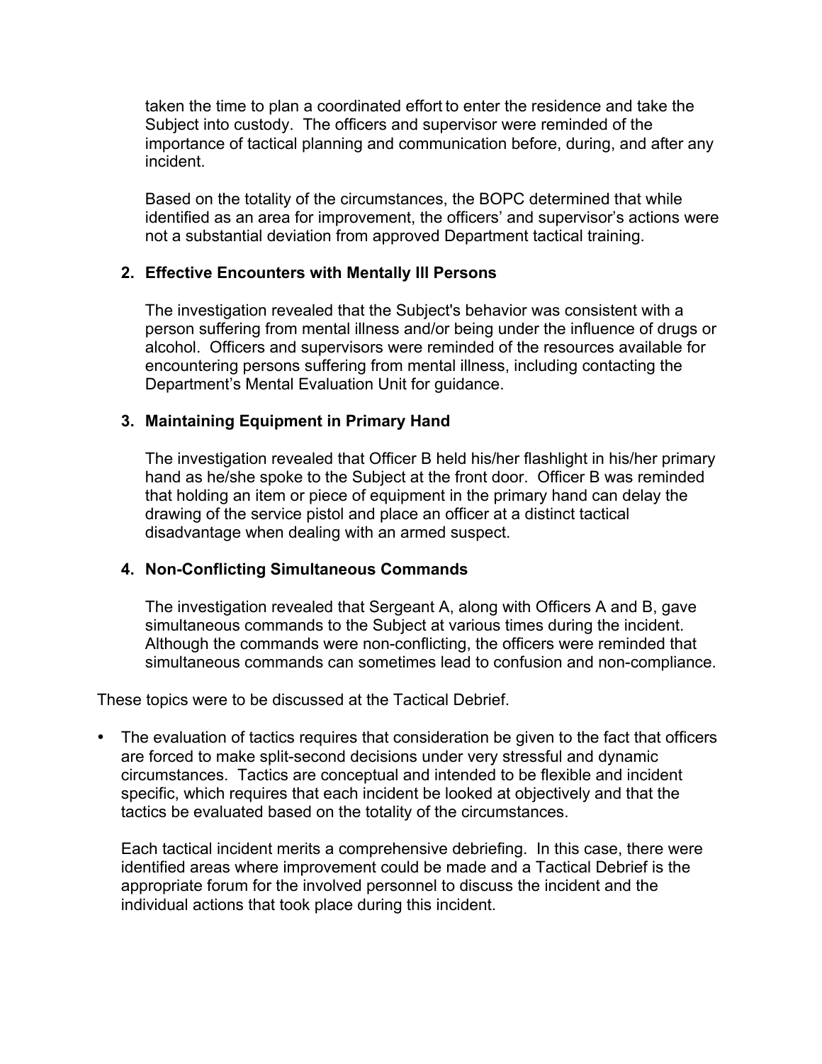taken the time to plan a coordinated effort to enter the residence and take the Subject into custody. The officers and supervisor were reminded of the importance of tactical planning and communication before, during, and after any incident.

Based on the totality of the circumstances, the BOPC determined that while identified as an area for improvement, the officers' and supervisor's actions were not a substantial deviation from approved Department tactical training.

2. **Effective Encounters with Mentally Ill Persons**

   The investigation revealed that the Subject's behavior was consistent with a person suffering from mental illness and/or being under the influence of drugs or alcohol. Officers and supervisors were reminded of the resources available for encountering persons suffering from mental illness, including contacting the Department's Mental Evaluation Unit for guidance.

3. **Maintaining Equipment in Primary Hand**

   The investigation revealed that Officer B held his/her flashlight in his/her primary hand as he/she spoke to the Subject at the front door. Officer B was reminded that holding an item or piece of equipment in the primary hand can delay the drawing of the service pistol and place an officer at a distinct tactical disadvantage when dealing with an armed suspect.

4. **Non-Conflicting Simultaneous Commands**

   The investigation revealed that Sergeant A, along with Officers A and B, gave simultaneous commands to the Subject at various times during the incident. Although the commands were non-conflicting, the officers were reminded that simultaneous commands can sometimes lead to confusion and non-compliance.

These topics were to be discussed at the Tactical Debrief.

- The evaluation of tactics requires that consideration be given to the fact that officers are forced to make split-second decisions under very stressful and dynamic circumstances. Tactics are conceptual and intended to be flexible and incident specific, which requires that each incident be looked at objectively and that the tactics be evaluated based on the totality of the circumstances.

  Each tactical incident merits a comprehensive debriefing. In this case, there were identified areas where improvement could be made and a Tactical Debrief is the appropriate forum for the involved personnel to discuss the incident and the individual actions that took place during this incident.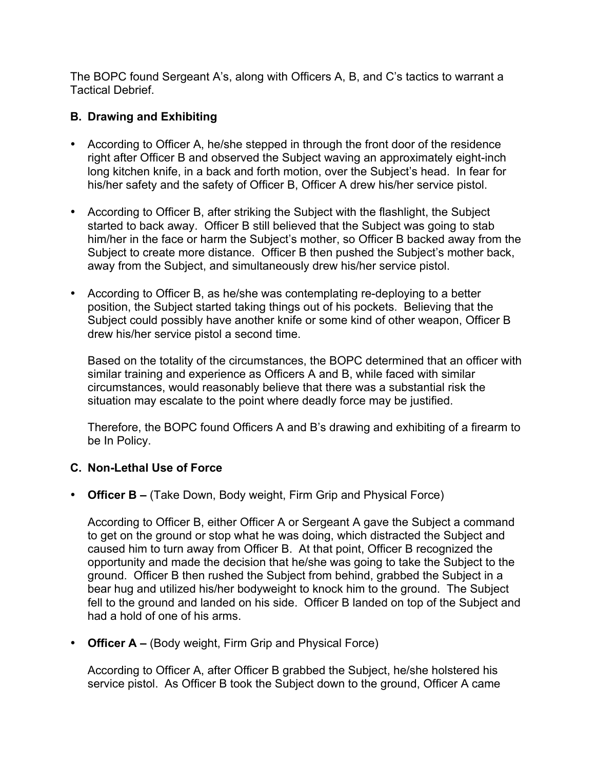The BOPC found Sergeant A's, along with Officers A, B, and C's tactics to warrant a Tactical Debrief.

### B. Drawing and Exhibiting

- According to Officer A, he/she stepped in through the front door of the residence right after Officer B and observed the Subject waving an approximately eight-inch long kitchen knife, in a back and forth motion, over the Subject's head. In fear for his/her safety and the safety of Officer B, Officer A drew his/her service pistol.

- According to Officer B, after striking the Subject with the flashlight, the Subject started to back away. Officer B still believed that the Subject was going to stab him/her in the face or harm the Subject's mother, so Officer B backed away from the Subject to create more distance. Officer B then pushed the Subject's mother back, away from the Subject, and simultaneously drew his/her service pistol.

- According to Officer B, as he/she was contemplating re-deploying to a better position, the Subject started taking things out of his pockets. Believing that the Subject could possibly have another knife or some kind of other weapon, Officer B drew his/her service pistol a second time.

  Based on the totality of the circumstances, the BOPC determined that an officer with similar training and experience as Officers A and B, while faced with similar circumstances, would reasonably believe that there was a substantial risk the situation may escalate to the point where deadly force may be justified.

  Therefore, the BOPC found Officers A and B's drawing and exhibiting of a firearm to be In Policy.

### C. Non-Lethal Use of Force

- **Officer B –** (Take Down, Body weight, Firm Grip and Physical Force)

  According to Officer B, either Officer A or Sergeant A gave the Subject a command to get on the ground or stop what he was doing, which distracted the Subject and caused him to turn away from Officer B. At that point, Officer B recognized the opportunity and made the decision that he/she was going to take the Subject to the ground. Officer B then rushed the Subject from behind, grabbed the Subject in a bear hug and utilized his/her bodyweight to knock him to the ground. The Subject fell to the ground and landed on his side. Officer B landed on top of the Subject and had a hold of one of his arms.

- **Officer A –** (Body weight, Firm Grip and Physical Force)

  According to Officer A, after Officer B grabbed the Subject, he/she holstered his service pistol. As Officer B took the Subject down to the ground, Officer A came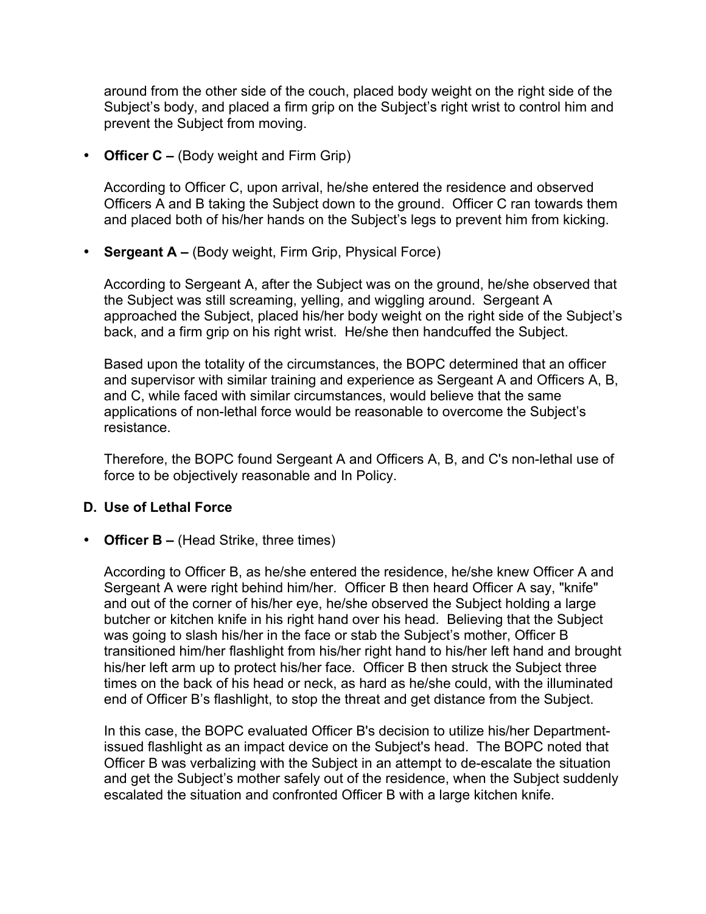around from the other side of the couch, placed body weight on the right side of the Subject's body, and placed a firm grip on the Subject's right wrist to control him and prevent the Subject from moving.

- **Officer C –** (Body weight and Firm Grip)

  According to Officer C, upon arrival, he/she entered the residence and observed Officers A and B taking the Subject down to the ground. Officer C ran towards them and placed both of his/her hands on the Subject's legs to prevent him from kicking.

- **Sergeant A –** (Body weight, Firm Grip, Physical Force)

  According to Sergeant A, after the Subject was on the ground, he/she observed that the Subject was still screaming, yelling, and wiggling around. Sergeant A approached the Subject, placed his/her body weight on the right side of the Subject's back, and a firm grip on his right wrist. He/she then handcuffed the Subject.

  Based upon the totality of the circumstances, the BOPC determined that an officer and supervisor with similar training and experience as Sergeant A and Officers A, B, and C, while faced with similar circumstances, would believe that the same applications of non-lethal force would be reasonable to overcome the Subject's resistance.

  Therefore, the BOPC found Sergeant A and Officers A, B, and C's non-lethal use of force to be objectively reasonable and In Policy.

**D. Use of Lethal Force**

- **Officer B –** (Head Strike, three times)

  According to Officer B, as he/she entered the residence, he/she knew Officer A and Sergeant A were right behind him/her. Officer B then heard Officer A say, "knife" and out of the corner of his/her eye, he/she observed the Subject holding a large butcher or kitchen knife in his right hand over his head. Believing that the Subject was going to slash his/her in the face or stab the Subject's mother, Officer B transitioned him/her flashlight from his/her right hand to his/her left hand and brought his/her left arm up to protect his/her face. Officer B then struck the Subject three times on the back of his head or neck, as hard as he/she could, with the illuminated end of Officer B's flashlight, to stop the threat and get distance from the Subject.

  In this case, the BOPC evaluated Officer B's decision to utilize his/her Department-issued flashlight as an impact device on the Subject's head. The BOPC noted that Officer B was verbalizing with the Subject in an attempt to de-escalate the situation and get the Subject's mother safely out of the residence, when the Subject suddenly escalated the situation and confronted Officer B with a large kitchen knife.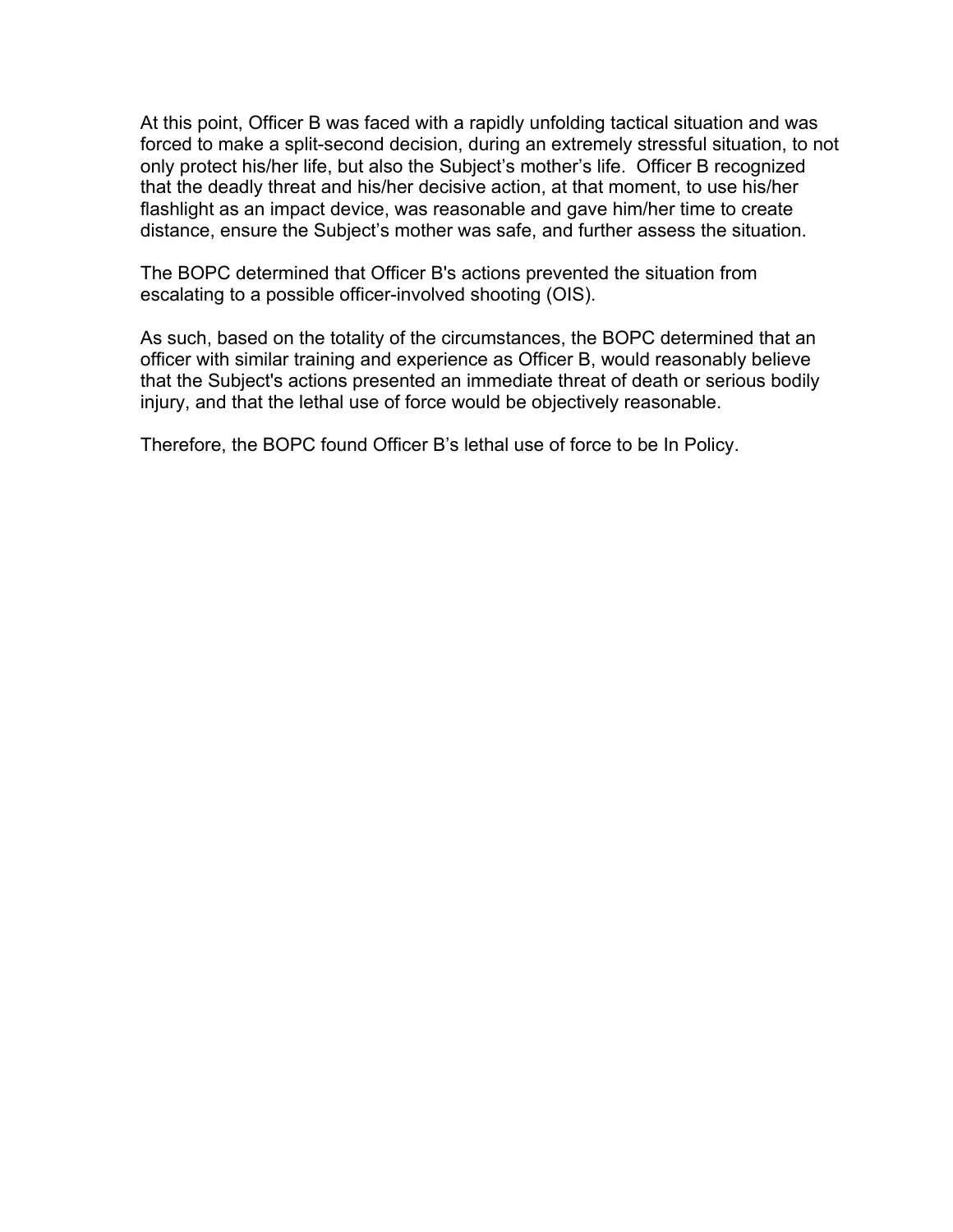At this point, Officer B was faced with a rapidly unfolding tactical situation and was forced to make a split-second decision, during an extremely stressful situation, to not only protect his/her life, but also the Subject's mother's life. Officer B recognized that the deadly threat and his/her decisive action, at that moment, to use his/her flashlight as an impact device, was reasonable and gave him/her time to create distance, ensure the Subject's mother was safe, and further assess the situation.

The BOPC determined that Officer B's actions prevented the situation from escalating to a possible officer-involved shooting (OIS).

As such, based on the totality of the circumstances, the BOPC determined that an officer with similar training and experience as Officer B, would reasonably believe that the Subject's actions presented an immediate threat of death or serious bodily injury, and that the lethal use of force would be objectively reasonable.

Therefore, the BOPC found Officer B's lethal use of force to be In Policy.